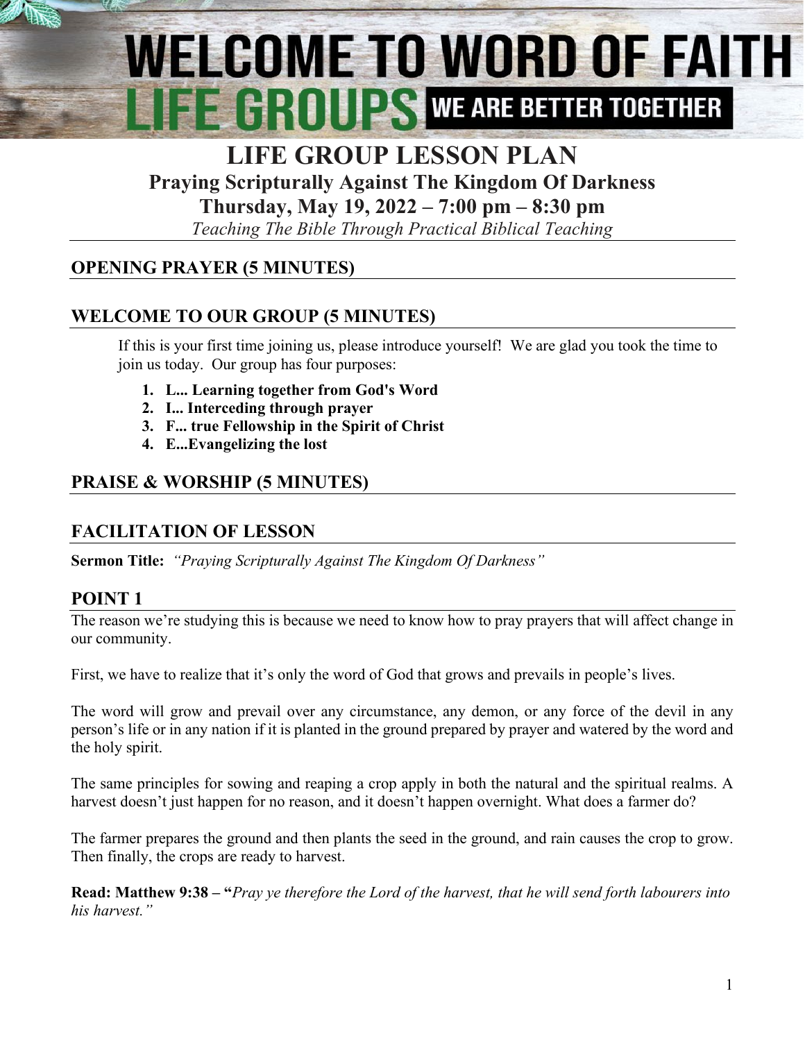# WELCOME TO WORD OF FAITH LIFE GROUPS

**WE ARE BETTER TOGETHER**

# LIFE GROUP LESSON PLAN

## Praying Scripturally Against The Kingdom Of Darkness

## Thursday, May 19, 2022 – 7:00 pm – 8:30 pm

*Teaching The Bible Through Practical Biblical Teaching*

## OPENING PRAYER (5 MINUTES)

## WELCOME TO OUR GROUP (5 MINUTES)

If this is your first time joining us, please introduce yourself! We are glad you took the time to join us today. Our group has four purposes:

1. **L... Learning together from God's Word**
2. **I... Interceding through prayer**
3. **F... true Fellowship in the Spirit of Christ**
4. **E...Evangelizing the lost**

## PRAISE & WORSHIP (5 MINUTES)

## FACILITATION OF LESSON

**Sermon Title:** *"Praying Scripturally Against The Kingdom Of Darkness"*

## POINT 1

The reason we're studying this is because we need to know how to pray prayers that will affect change in our community.

First, we have to realize that it's only the word of God that grows and prevails in people's lives.

The word will grow and prevail over any circumstance, any demon, or any force of the devil in any person's life or in any nation if it is planted in the ground prepared by prayer and watered by the word and the holy spirit.

The same principles for sowing and reaping a crop apply in both the natural and the spiritual realms. A harvest doesn't just happen for no reason, and it doesn't happen overnight. What does a farmer do?

The farmer prepares the ground and then plants the seed in the ground, and rain causes the crop to grow. Then finally, the crops are ready to harvest.

**Read: Matthew 9:38 – "***Pray ye therefore the Lord of the harvest, that he will send forth labourers into his harvest."*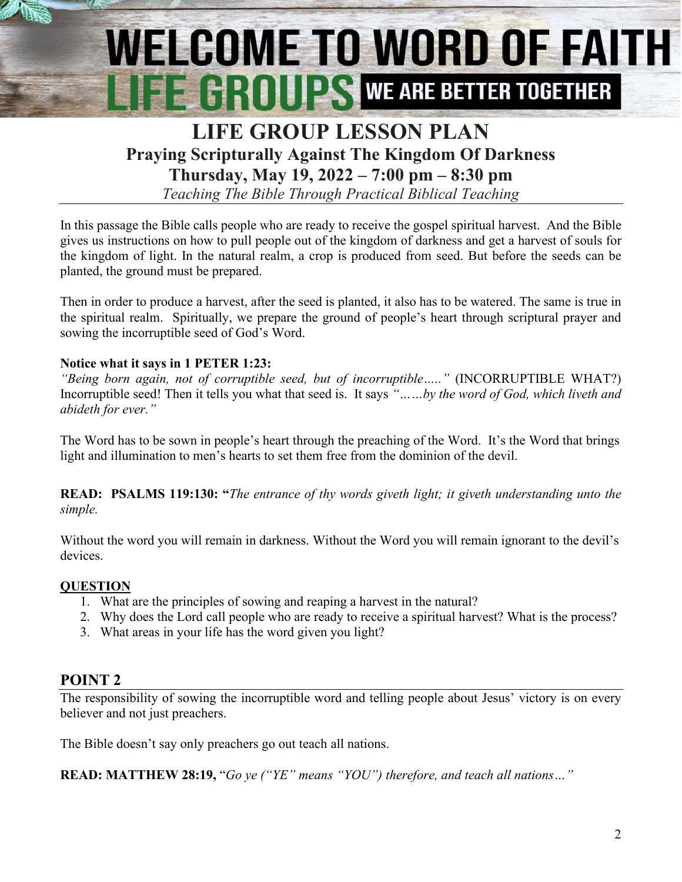# WELCOME TO WORD OF FAITH LIFE GROUPS WE ARE BETTER TOGETHER

## LIFE GROUP LESSON PLAN

### Praying Scripturally Against The Kingdom Of Darkness

### Thursday, May 19, 2022 – 7:00 pm – 8:30 pm

*Teaching The Bible Through Practical Biblical Teaching*

In this passage the Bible calls people who are ready to receive the gospel spiritual harvest. And the Bible gives us instructions on how to pull people out of the kingdom of darkness and get a harvest of souls for the kingdom of light. In the natural realm, a crop is produced from seed. But before the seeds can be planted, the ground must be prepared.

Then in order to produce a harvest, after the seed is planted, it also has to be watered. The same is true in the spiritual realm. Spiritually, we prepare the ground of people's heart through scriptural prayer and sowing the incorruptible seed of God's Word.

**Notice what it says in 1 PETER 1:23:**
*"Being born again, not of corruptible seed, but of incorruptible….."* (INCORRUPTIBLE WHAT?) Incorruptible seed! Then it tells you what that seed is. It says *"……by the word of God, which liveth and abideth for ever."*

The Word has to be sown in people's heart through the preaching of the Word. It's the Word that brings light and illumination to men's hearts to set them free from the dominion of the devil.

**READ: PSALMS 119:130: "***The entrance of thy words giveth light; it giveth understanding unto the simple.*

Without the word you will remain in darkness. Without the Word you will remain ignorant to the devil's devices.

**QUESTION**

1. What are the principles of sowing and reaping a harvest in the natural?
2. Why does the Lord call people who are ready to receive a spiritual harvest? What is the process?
3. What areas in your life has the word given you light?

## POINT 2

The responsibility of sowing the incorruptible word and telling people about Jesus' victory is on every believer and not just preachers.

The Bible doesn't say only preachers go out teach all nations.

**READ: MATTHEW 28:19,** "*Go ye ("YE" means "YOU") therefore, and teach all nations…"*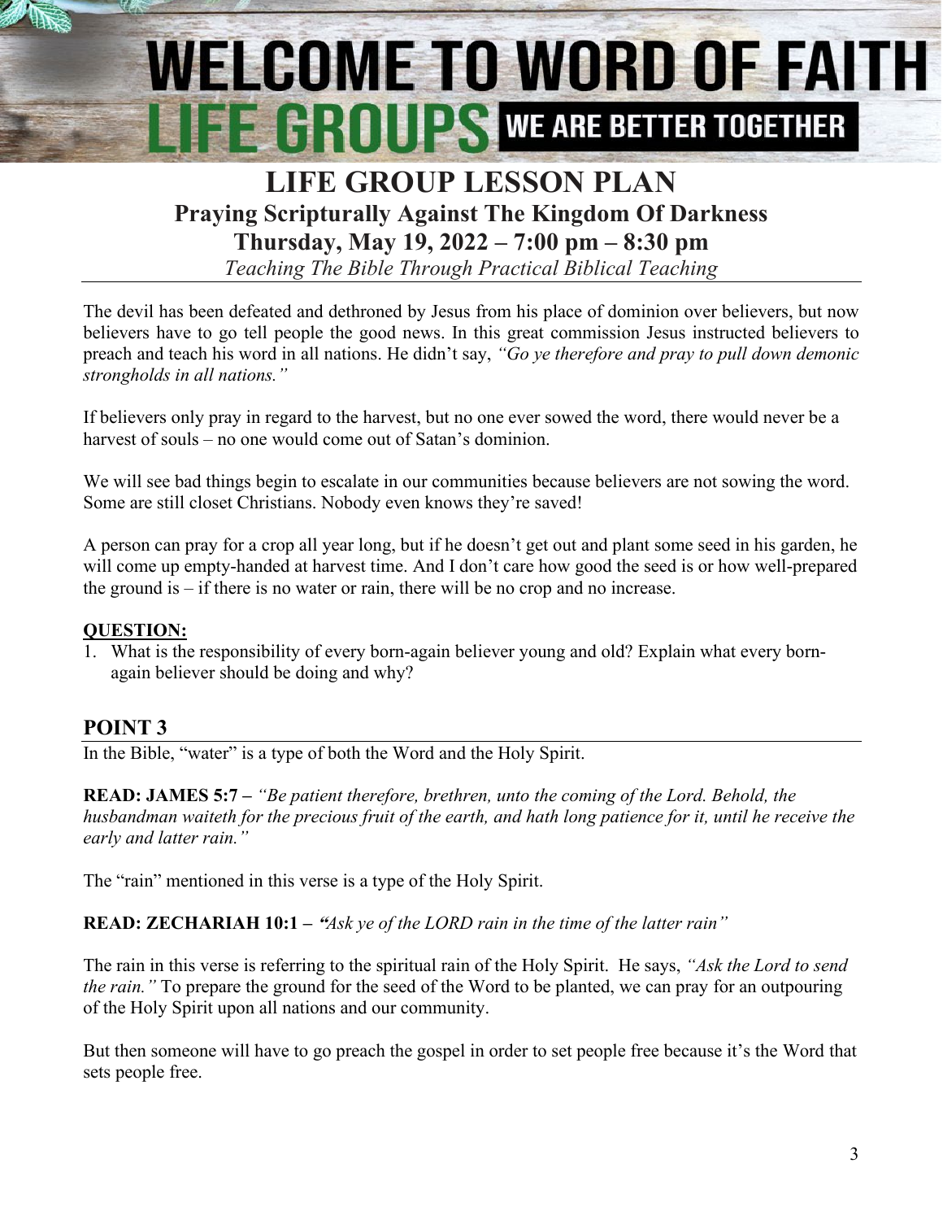# WELCOME TO WORD OF FAITH LIFE GROUPS WE ARE BETTER TOGETHER

# LIFE GROUP LESSON PLAN

## Praying Scripturally Against The Kingdom Of Darkness

## Thursday, May 19, 2022 – 7:00 pm – 8:30 pm

*Teaching The Bible Through Practical Biblical Teaching*

---

The devil has been defeated and dethroned by Jesus from his place of dominion over believers, but now believers have to go tell people the good news. In this great commission Jesus instructed believers to preach and teach his word in all nations. He didn't say, *"Go ye therefore and pray to pull down demonic strongholds in all nations."*

If believers only pray in regard to the harvest, but no one ever sowed the word, there would never be a harvest of souls – no one would come out of Satan's dominion.

We will see bad things begin to escalate in our communities because believers are not sowing the word. Some are still closet Christians. Nobody even knows they're saved!

A person can pray for a crop all year long, but if he doesn't get out and plant some seed in his garden, he will come up empty-handed at harvest time. And I don't care how good the seed is or how well-prepared the ground is – if there is no water or rain, there will be no crop and no increase.

**QUESTION:**

1. What is the responsibility of every born-again believer young and old? Explain what every born-again believer should be doing and why?

## POINT 3

In the Bible, "water" is a type of both the Word and the Holy Spirit.

**READ: JAMES 5:7 –** *"Be patient therefore, brethren, unto the coming of the Lord. Behold, the husbandman waiteth for the precious fruit of the earth, and hath long patience for it, until he receive the early and latter rain."*

The "rain" mentioned in this verse is a type of the Holy Spirit.

**READ: ZECHARIAH 10:1 –** *"Ask ye of the LORD rain in the time of the latter rain"*

The rain in this verse is referring to the spiritual rain of the Holy Spirit. He says, *"Ask the Lord to send the rain."* To prepare the ground for the seed of the Word to be planted, we can pray for an outpouring of the Holy Spirit upon all nations and our community.

But then someone will have to go preach the gospel in order to set people free because it's the Word that sets people free.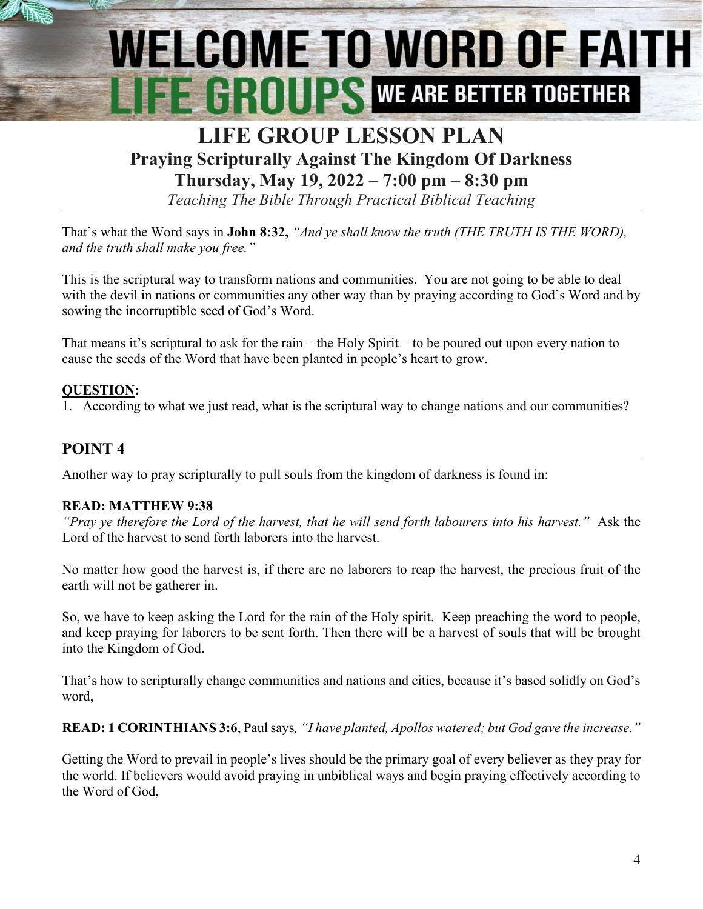# WELCOME TO WORD OF FAITH LIFE GROUPS WE ARE BETTER TOGETHER

# LIFE GROUP LESSON PLAN

## Praying Scripturally Against The Kingdom Of Darkness

## Thursday, May 19, 2022 – 7:00 pm – 8:30 pm

*Teaching The Bible Through Practical Biblical Teaching*

That's what the Word says in **John 8:32,** *"And ye shall know the truth (THE TRUTH IS THE WORD), and the truth shall make you free."*

This is the scriptural way to transform nations and communities. You are not going to be able to deal with the devil in nations or communities any other way than by praying according to God's Word and by sowing the incorruptible seed of God's Word.

That means it's scriptural to ask for the rain – the Holy Spirit – to be poured out upon every nation to cause the seeds of the Word that have been planted in people's heart to grow.

**QUESTION:**

1. According to what we just read, what is the scriptural way to change nations and our communities?

## POINT 4

Another way to pray scripturally to pull souls from the kingdom of darkness is found in:

**READ: MATTHEW 9:38**

*"Pray ye therefore the Lord of the harvest, that he will send forth labourers into his harvest."* Ask the Lord of the harvest to send forth laborers into the harvest.

No matter how good the harvest is, if there are no laborers to reap the harvest, the precious fruit of the earth will not be gatherer in.

So, we have to keep asking the Lord for the rain of the Holy spirit. Keep preaching the word to people, and keep praying for laborers to be sent forth. Then there will be a harvest of souls that will be brought into the Kingdom of God.

That's how to scripturally change communities and nations and cities, because it's based solidly on God's word,

**READ: 1 CORINTHIANS 3:6**, Paul says*, "I have planted, Apollos watered; but God gave the increase."*

Getting the Word to prevail in people's lives should be the primary goal of every believer as they pray for the world. If believers would avoid praying in unbiblical ways and begin praying effectively according to the Word of God,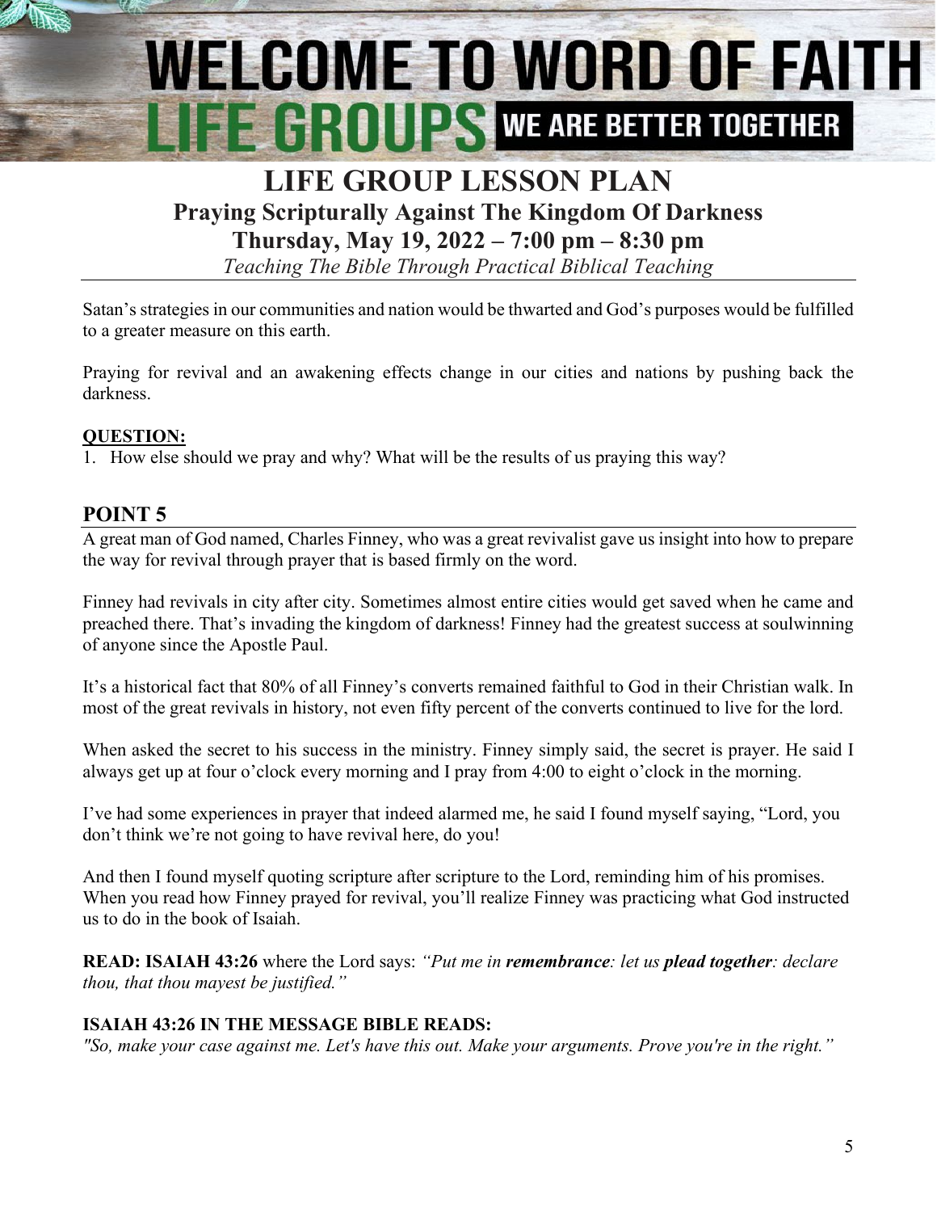Satan's strategies in our communities and nation would be thwarted and God's purposes would be fulfilled to a greater measure on this earth.

Praying for revival and an awakening effects change in our cities and nations by pushing back the darkness.

**QUESTION:**

1. How else should we pray and why? What will be the results of us praying this way?

## POINT 5

A great man of God named, Charles Finney, who was a great revivalist gave us insight into how to prepare the way for revival through prayer that is based firmly on the word.

Finney had revivals in city after city. Sometimes almost entire cities would get saved when he came and preached there. That's invading the kingdom of darkness! Finney had the greatest success at soulwinning of anyone since the Apostle Paul.

It's a historical fact that 80% of all Finney's converts remained faithful to God in their Christian walk. In most of the great revivals in history, not even fifty percent of the converts continued to live for the lord.

When asked the secret to his success in the ministry. Finney simply said, the secret is prayer. He said I always get up at four o'clock every morning and I pray from 4:00 to eight o'clock in the morning.

I've had some experiences in prayer that indeed alarmed me, he said I found myself saying, "Lord, you don't think we're not going to have revival here, do you!

And then I found myself quoting scripture after scripture to the Lord, reminding him of his promises. When you read how Finney prayed for revival, you'll realize Finney was practicing what God instructed us to do in the book of Isaiah.

**READ: ISAIAH 43:26** where the Lord says: *"Put me in **remembrance**: let us **plead together**: declare thou, that thou mayest be justified."*

**ISAIAH 43:26 IN THE MESSAGE BIBLE READS:**

*"So, make your case against me. Let's have this out. Make your arguments. Prove you're in the right."*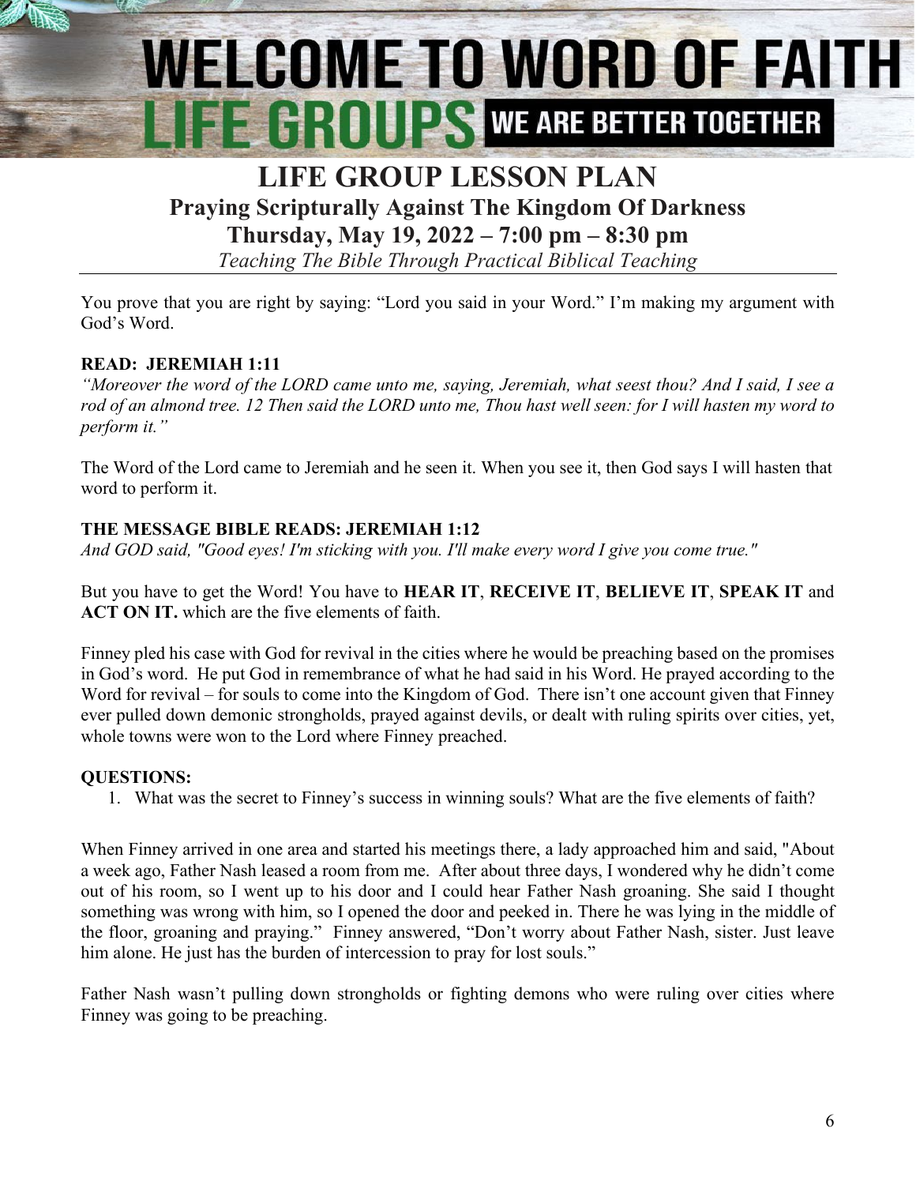# WELCOME TO WORD OF FAITH LIFE GROUPS WE ARE BETTER TOGETHER

# LIFE GROUP LESSON PLAN

## Praying Scripturally Against The Kingdom Of Darkness

## Thursday, May 19, 2022 – 7:00 pm – 8:30 pm

*Teaching The Bible Through Practical Biblical Teaching*

You prove that you are right by saying: "Lord you said in your Word." I'm making my argument with God's Word.

**READ: JEREMIAH 1:11**

*"Moreover the word of the LORD came unto me, saying, Jeremiah, what seest thou? And I said, I see a rod of an almond tree. 12 Then said the LORD unto me, Thou hast well seen: for I will hasten my word to perform it."*

The Word of the Lord came to Jeremiah and he seen it. When you see it, then God says I will hasten that word to perform it.

**THE MESSAGE BIBLE READS: JEREMIAH 1:12**

*And GOD said, "Good eyes! I'm sticking with you. I'll make every word I give you come true."*

But you have to get the Word! You have to **HEAR IT**, **RECEIVE IT**, **BELIEVE IT**, **SPEAK IT** and **ACT ON IT.** which are the five elements of faith.

Finney pled his case with God for revival in the cities where he would be preaching based on the promises in God's word. He put God in remembrance of what he had said in his Word. He prayed according to the Word for revival – for souls to come into the Kingdom of God. There isn't one account given that Finney ever pulled down demonic strongholds, prayed against devils, or dealt with ruling spirits over cities, yet, whole towns were won to the Lord where Finney preached.

**QUESTIONS:**

1. What was the secret to Finney's success in winning souls? What are the five elements of faith?

When Finney arrived in one area and started his meetings there, a lady approached him and said, "About a week ago, Father Nash leased a room from me. After about three days, I wondered why he didn't come out of his room, so I went up to his door and I could hear Father Nash groaning. She said I thought something was wrong with him, so I opened the door and peeked in. There he was lying in the middle of the floor, groaning and praying." Finney answered, "Don't worry about Father Nash, sister. Just leave him alone. He just has the burden of intercession to pray for lost souls."

Father Nash wasn't pulling down strongholds or fighting demons who were ruling over cities where Finney was going to be preaching.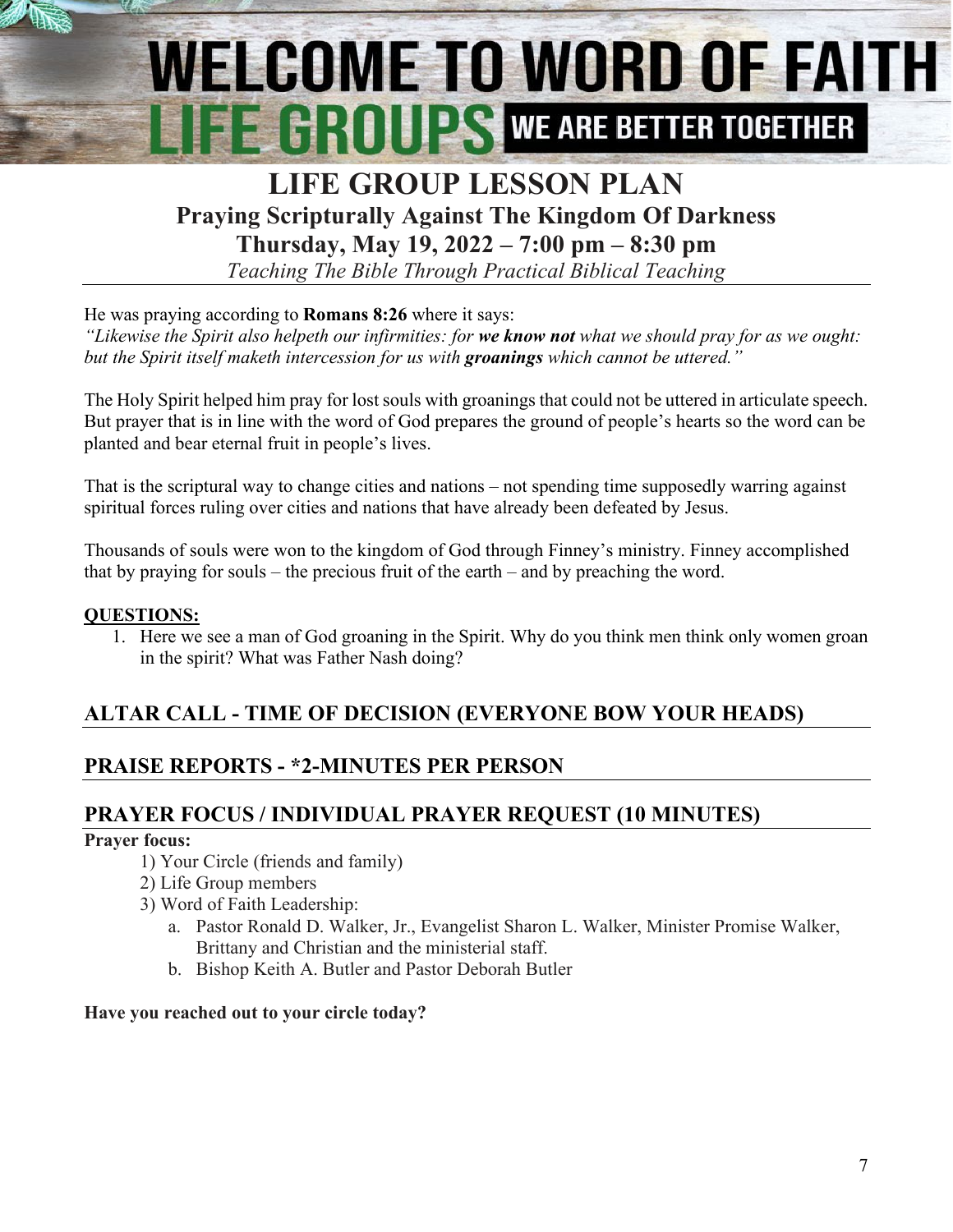# WELCOME TO WORD OF FAITH LIFE GROUPS WE ARE BETTER TOGETHER

# LIFE GROUP LESSON PLAN

## Praying Scripturally Against The Kingdom Of Darkness

## Thursday, May 19, 2022 – 7:00 pm – 8:30 pm

*Teaching The Bible Through Practical Biblical Teaching*

He was praying according to **Romans 8:26** where it says:
*"Likewise the Spirit also helpeth our infirmities: for **we know not** what we should pray for as we ought: but the Spirit itself maketh intercession for us with **groanings** which cannot be uttered."*

The Holy Spirit helped him pray for lost souls with groanings that could not be uttered in articulate speech. But prayer that is in line with the word of God prepares the ground of people's hearts so the word can be planted and bear eternal fruit in people's lives.

That is the scriptural way to change cities and nations – not spending time supposedly warring against spiritual forces ruling over cities and nations that have already been defeated by Jesus.

Thousands of souls were won to the kingdom of God through Finney's ministry. Finney accomplished that by praying for souls – the precious fruit of the earth – and by preaching the word.

**QUESTIONS:**

1. Here we see a man of God groaning in the Spirit. Why do you think men think only women groan in the spirit? What was Father Nash doing?

## ALTAR CALL - TIME OF DECISION (EVERYONE BOW YOUR HEADS)

## PRAISE REPORTS - *2-MINUTES PER PERSON

## PRAYER FOCUS / INDIVIDUAL PRAYER REQUEST (10 MINUTES)

**Prayer focus:**

1) Your Circle (friends and family)
2) Life Group members
3) Word of Faith Leadership:
   a. Pastor Ronald D. Walker, Jr., Evangelist Sharon L. Walker, Minister Promise Walker, Brittany and Christian and the ministerial staff.
   b. Bishop Keith A. Butler and Pastor Deborah Butler

**Have you reached out to your circle today?**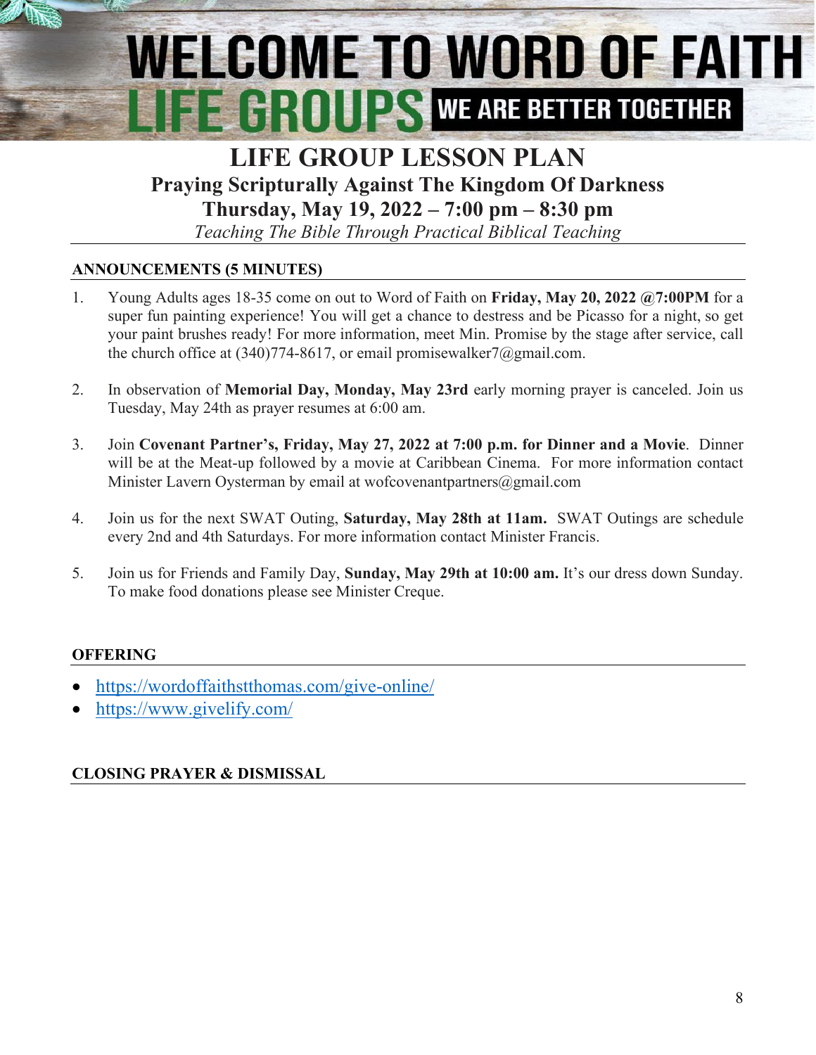# WELCOME TO WORD OF FAITH LIFE GROUPS

**WE ARE BETTER TOGETHER**

## LIFE GROUP LESSON PLAN

### Praying Scripturally Against The Kingdom Of Darkness

### Thursday, May 19, 2022 – 7:00 pm – 8:30 pm

*Teaching The Bible Through Practical Biblical Teaching*

---

**ANNOUNCEMENTS (5 MINUTES)**

1. Young Adults ages 18-35 come on out to Word of Faith on **Friday, May 20, 2022 @7:00PM** for a super fun painting experience! You will get a chance to destress and be Picasso for a night, so get your paint brushes ready! For more information, meet Min. Promise by the stage after service, call the church office at (340)774-8617, or email promisewalker7@gmail.com.

2. In observation of **Memorial Day, Monday, May 23rd** early morning prayer is canceled. Join us Tuesday, May 24th as prayer resumes at 6:00 am.

3. Join **Covenant Partner's, Friday, May 27, 2022 at 7:00 p.m. for Dinner and a Movie**. Dinner will be at the Meat-up followed by a movie at Caribbean Cinema. For more information contact Minister Lavern Oysterman by email at wofcovenantpartners@gmail.com

4. Join us for the next SWAT Outing, **Saturday, May 28th at 11am.** SWAT Outings are schedule every 2nd and 4th Saturdays. For more information contact Minister Francis.

5. Join us for Friends and Family Day, **Sunday, May 29th at 10:00 am.** It's our dress down Sunday. To make food donations please see Minister Creque.

**OFFERING**

- https://wordoffaithstthomas.com/give-online/
- https://www.givelify.com/

**CLOSING PRAYER & DISMISSAL**